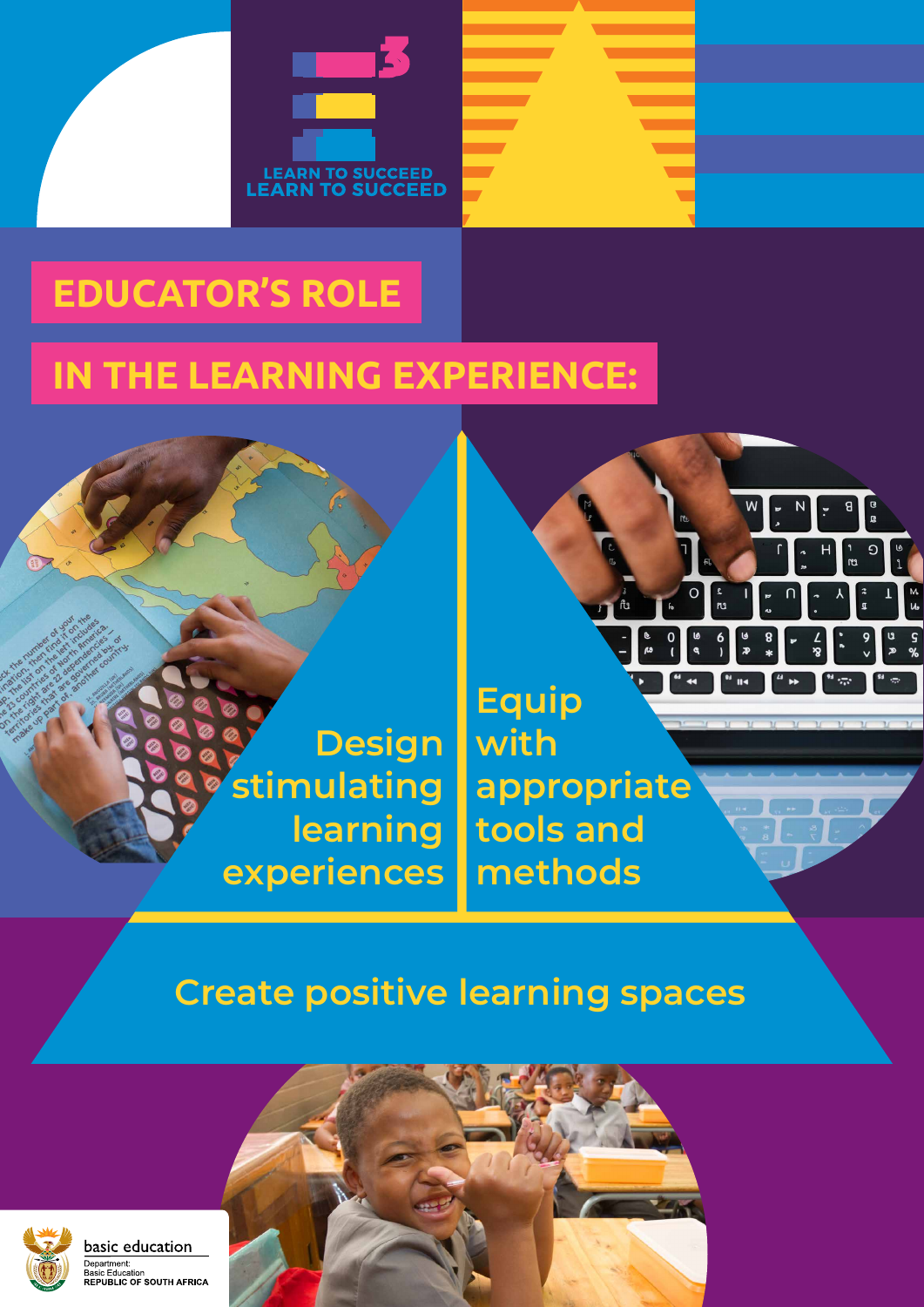LEARN TO SUCCEED

# EDUCATOR'S ROLE IN THE LEARNING EXPERIENCE:

Design stimulating learning experiences

Equip with appropriate tools and methods

Create positive learning spaces

basic education

Department:
Basic Education
REPUBLIC OF SOUTH AFRICA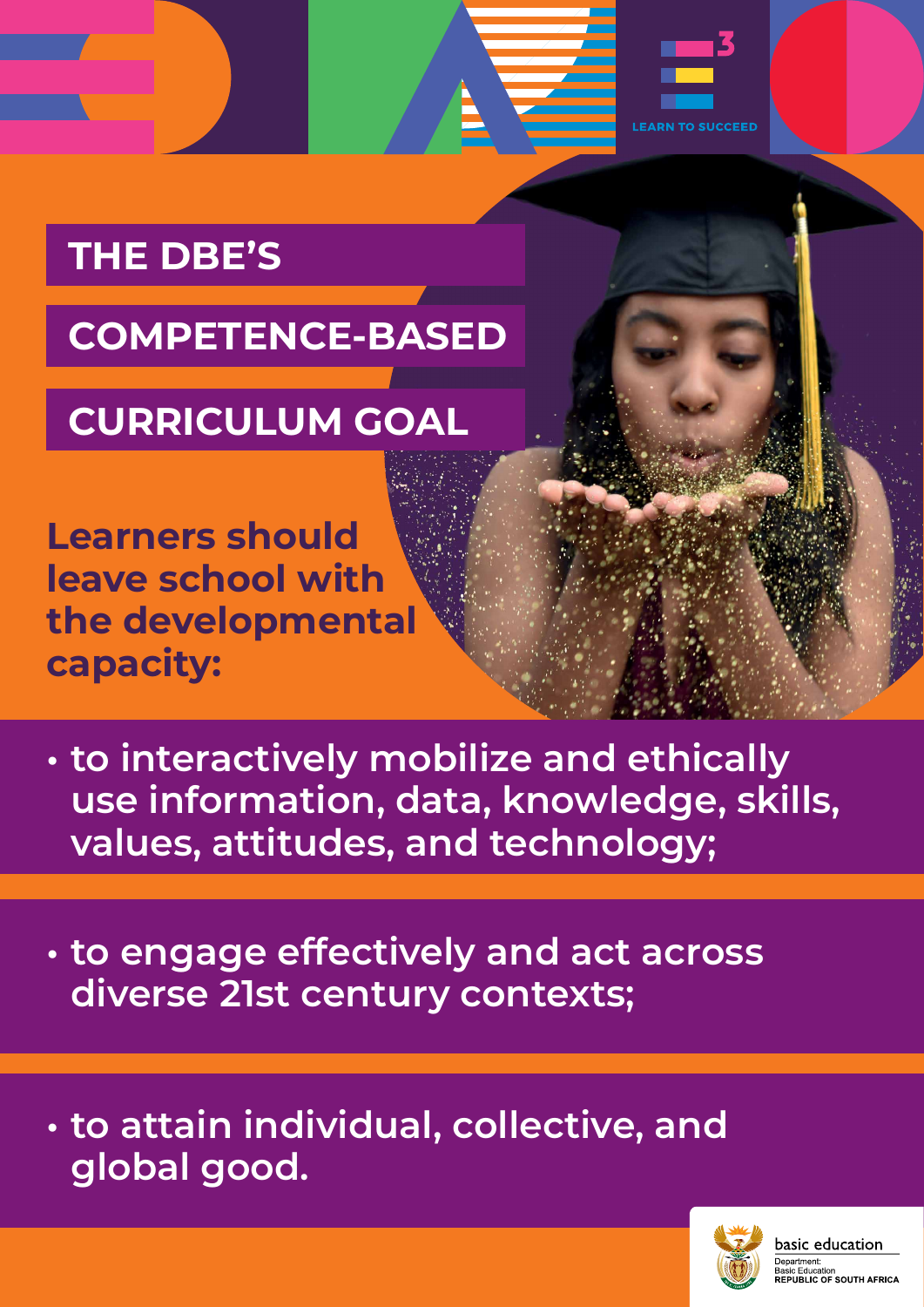# THE DBE'S COMPETENCE-BASED CURRICULUM GOAL

**Learners should leave school with the developmental capacity:**

- to interactively mobilize and ethically use information, data, knowledge, skills, values, attitudes, and technology;
- to engage effectively and act across diverse 21st century contexts;
- to attain individual, collective, and global good.

basic education

Department:
Basic Education
REPUBLIC OF SOUTH AFRICA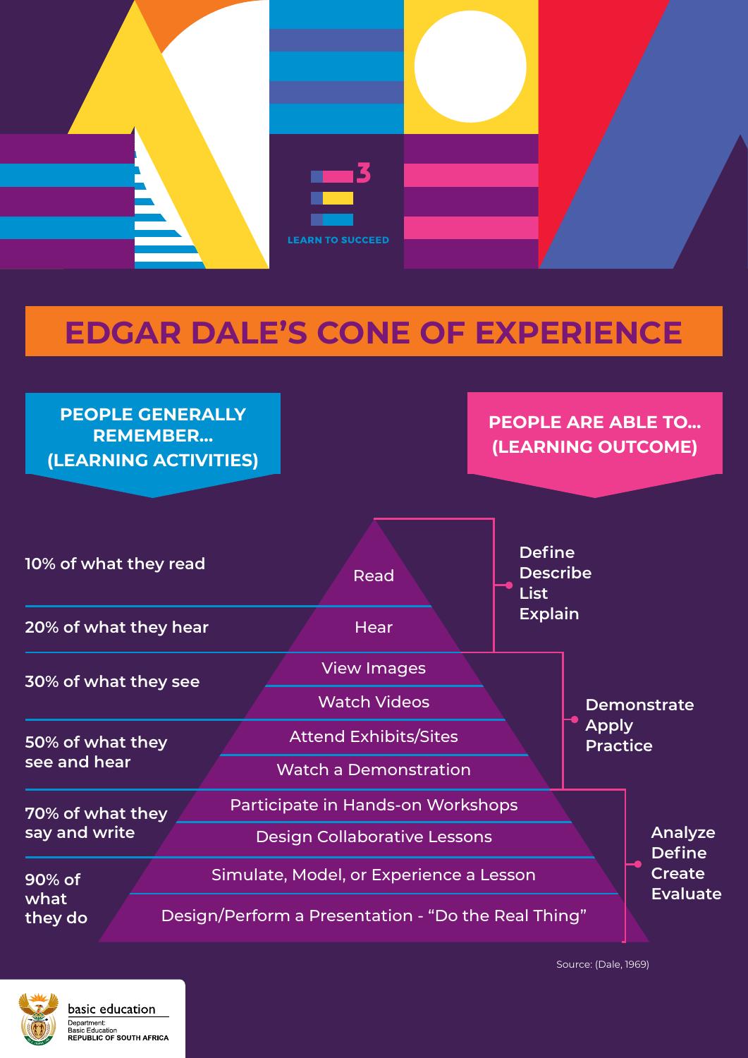LEARN TO SUCCEED

# EDGAR DALE'S CONE OF EXPERIENCE

| PEOPLE GENERALLY REMEMBER... (LEARNING ACTIVITIES) | | PEOPLE ARE ABLE TO... (LEARNING OUTCOME) |
| --- | --- | --- |
| 10% of what they read | Read | Define<br>Describe<br>List<br>Explain |
| 20% of what they hear | Hear | |
| 30% of what they see | View Images<br>Watch Videos | Demonstrate<br>Apply<br>Practice |
| 50% of what they see and hear | Attend Exhibits/Sites<br>Watch a Demonstration | |
| 70% of what they say and write | Participate in Hands-on Workshops<br>Design Collaborative Lessons | Analyze<br>Define<br>Create<br>Evaluate |
| 90% of what they do | Simulate, Model, or Experience a Lesson<br>Design/Perform a Presentation - "Do the Real Thing" | |

Source: (Dale, 1969)

basic education

Department:
Basic Education
REPUBLIC OF SOUTH AFRICA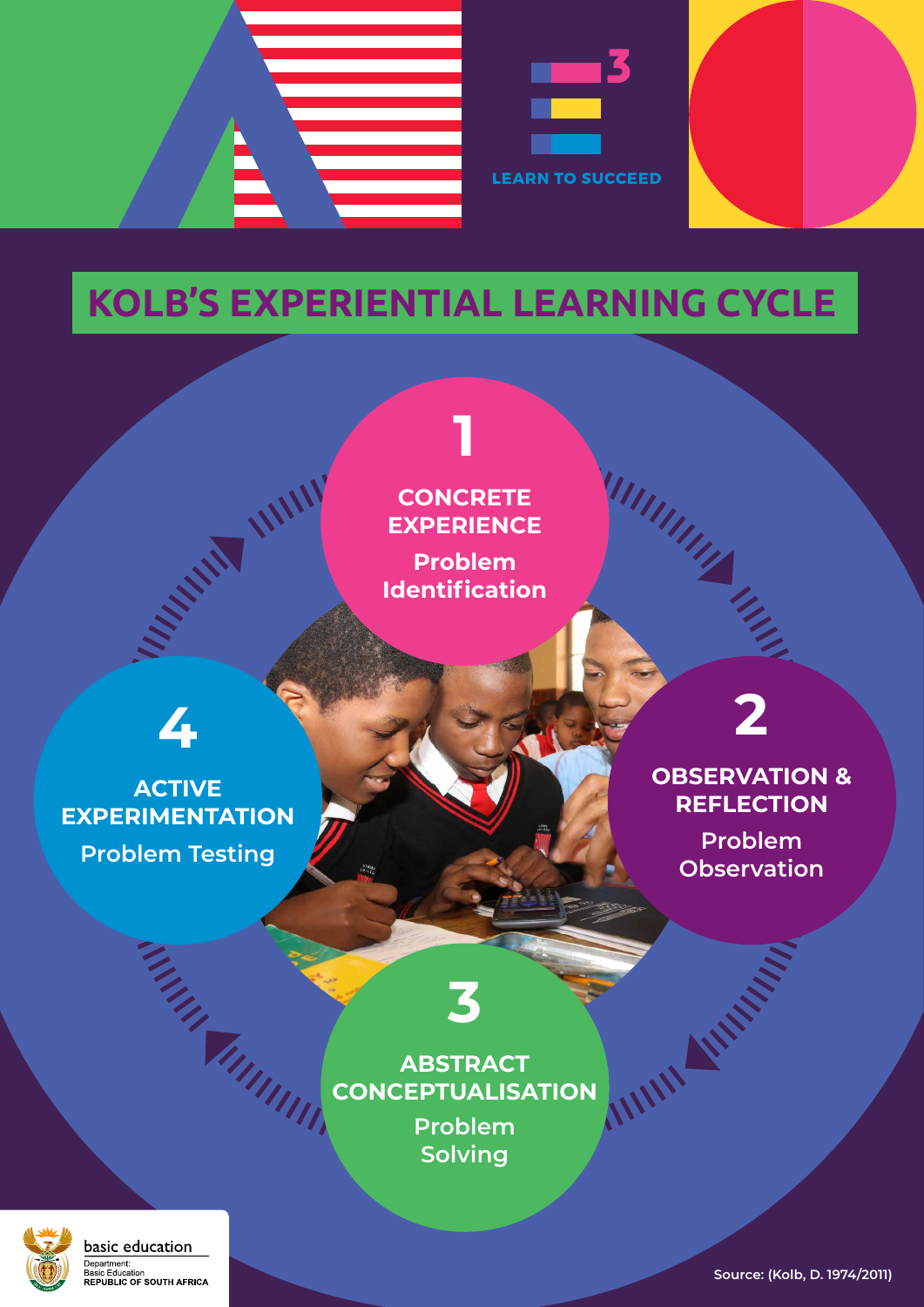LEARN TO SUCCEED

# KOLB'S EXPERIENTIAL LEARNING CYCLE

**1**
**CONCRETE EXPERIENCE**
Problem Identification

**2**
**OBSERVATION & REFLECTION**
Problem Observation

**3**
**ABSTRACT CONCEPTUALISATION**
Problem Solving

**4**
**ACTIVE EXPERIMENTATION**
Problem Testing

basic education
Department:
Basic Education
REPUBLIC OF SOUTH AFRICA

Source: (Kolb, D. 1974/2011)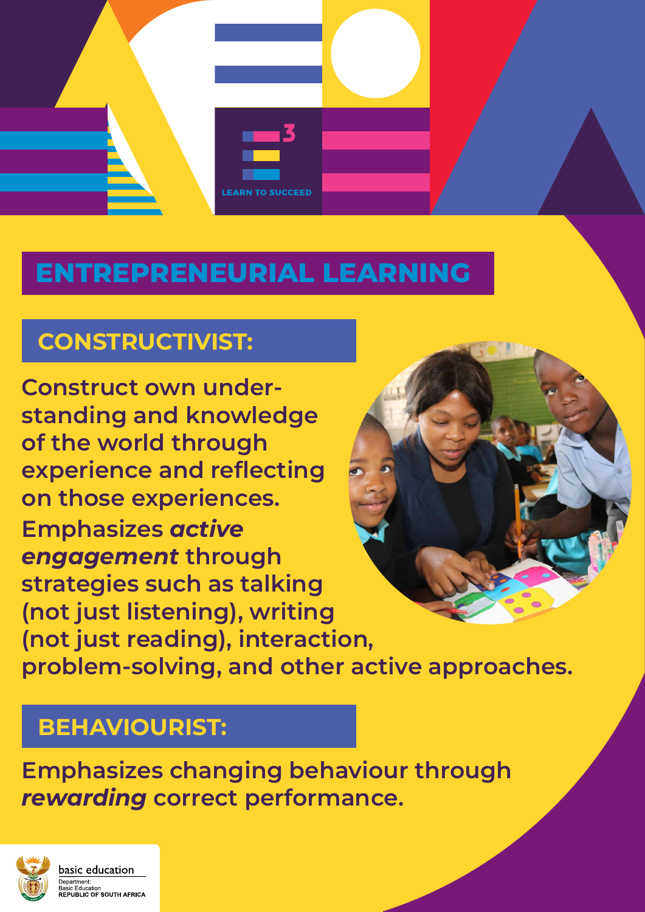# ENTREPRENEURIAL LEARNING

## CONSTRUCTIVIST:

Construct own understanding and knowledge of the world through experience and reflecting on those experiences.

Emphasizes ***active engagement*** through strategies such as talking (not just listening), writing (not just reading), interaction, problem-solving, and other active approaches.

## BEHAVIOURIST:

Emphasizes changing behaviour through ***rewarding*** correct performance.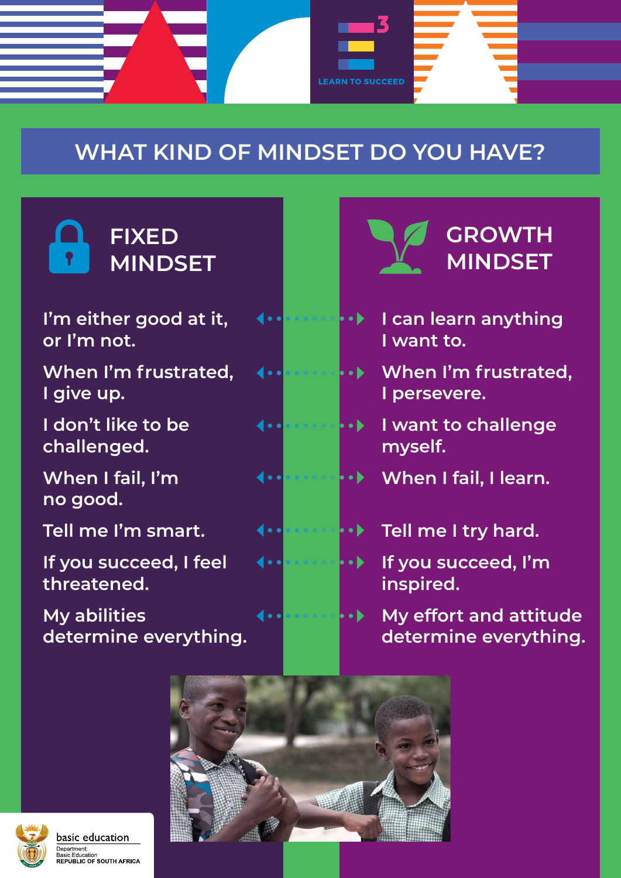LEARN TO SUCCEED

# WHAT KIND OF MINDSET DO YOU HAVE?

| FIXED MINDSET | GROWTH MINDSET |
| --- | --- |
| I'm either good at it, or I'm not. | I can learn anything I want to. |
| When I'm frustrated, I give up. | When I'm frustrated, I persevere. |
| I don't like to be challenged. | I want to challenge myself. |
| When I fail, I'm no good. | When I fail, I learn. |
| Tell me I'm smart. | Tell me I try hard. |
| If you succeed, I feel threatened. | If you succeed, I'm inspired. |
| My abilities determine everything. | My effort and attitude determine everything. |

basic education

Department:
Basic Education
REPUBLIC OF SOUTH AFRICA